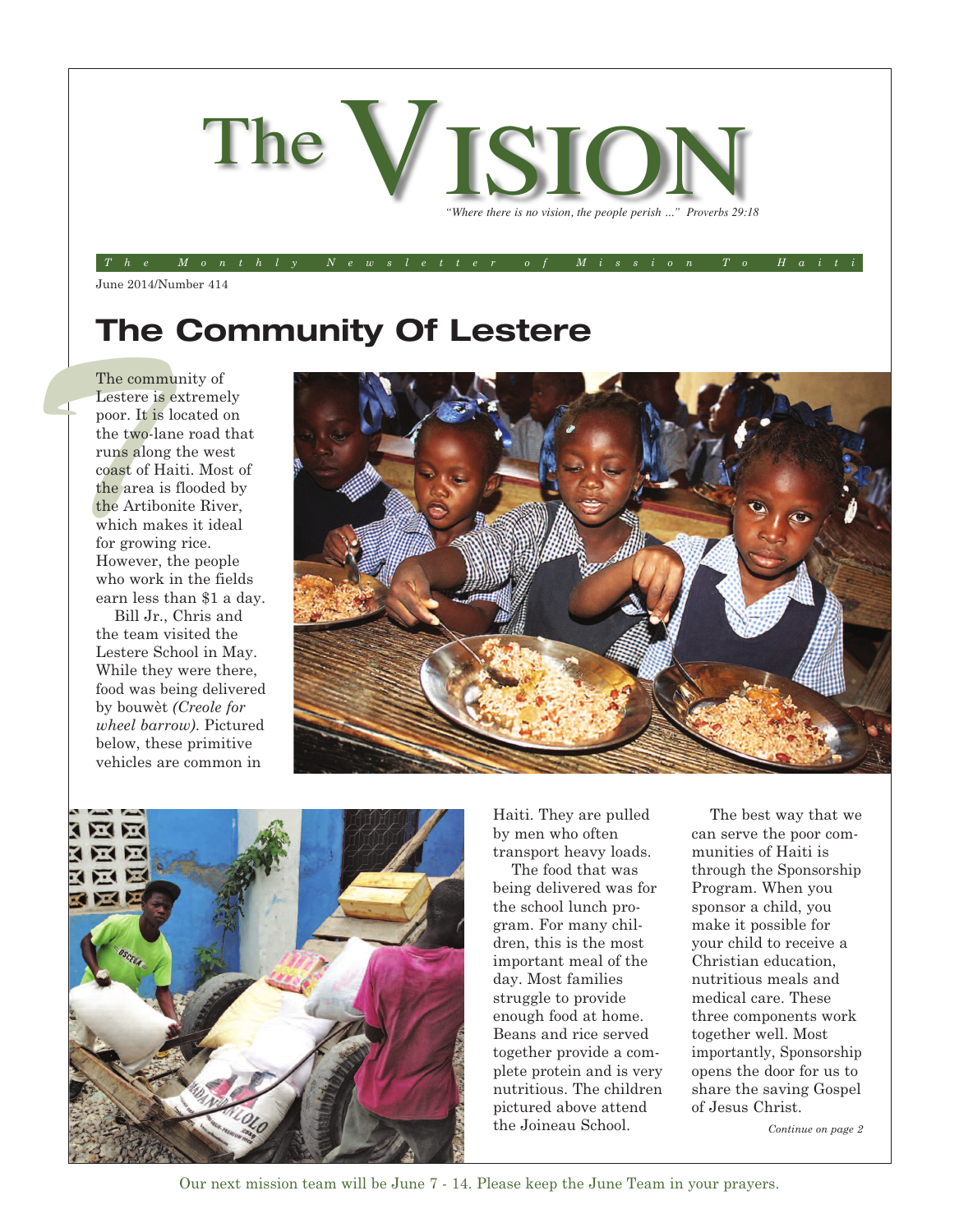# The VISION

*"Where there is no vision, the people perish ..." Proverbs 29:18*

*The Monthly Newsletter of Mission To Haiti*

June 2014/Number 414

## The Community Of Lestere

The community of Lestere is extremely poor. It is located on the two-lane road that runs along the west coast of Haiti. Most of the area is flooded by the Artibonite River, which makes it ideal for growing rice. However, the people who work in the fields earn less than $1 a day.

Bill Jr., Chris and the team visited the Lestere School in May. While they were there, food was being delivered by bouwèt *(Creole for wheel barrow)*. Pictured below, these primitive vehicles are common in Haiti. They are pulled by men who often transport heavy loads.

The food that was being delivered was for the school lunch program. For many children, this is the most important meal of the day. Most families struggle to provide enough food at home. Beans and rice served together provide a complete protein and is very nutritious. The children pictured above attend the Joineau School.

The best way that we can serve the poor communities of Haiti is through the Sponsorship Program. When you sponsor a child, you make it possible for your child to receive a Christian education, nutritious meals and medical care. These three components work together well. Most importantly, Sponsorship opens the door for us to share the saving Gospel of Jesus Christ.

*Continue on page 2*

Our next mission team will be June 7 - 14. Please keep the June Team in your prayers.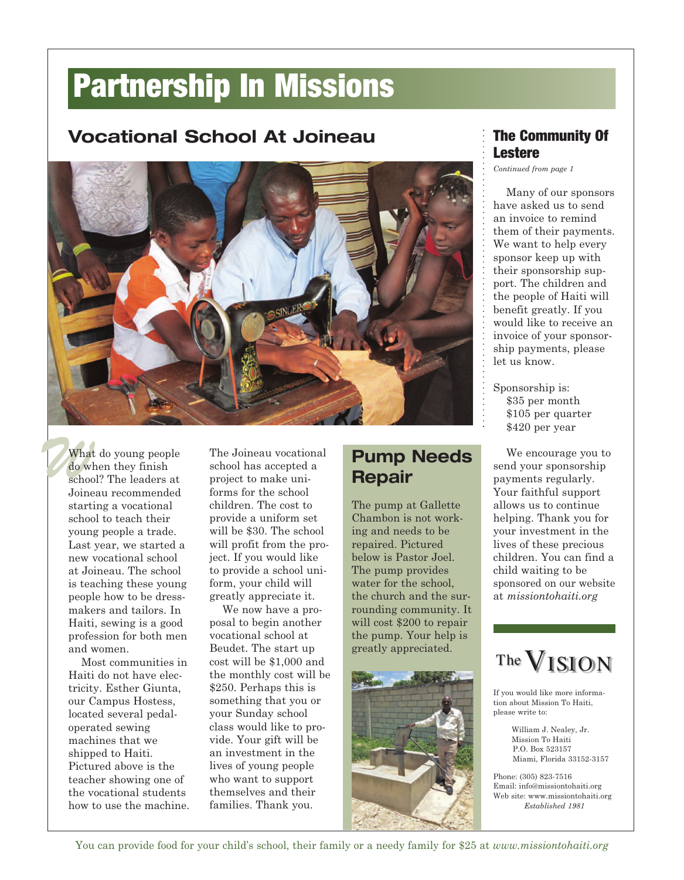# Partnership In Missions

## Vocational School At Joineau

What do young people do when they finish school? The leaders at Joineau recommended starting a vocational school to teach their young people a trade. Last year, we started a new vocational school at Joineau. The school is teaching these young people how to be dressmakers and tailors. In Haiti, sewing is a good profession for both men and women.

Most communities in Haiti do not have electricity. Esther Giunta, our Campus Hostess, located several pedal-operated sewing machines that we shipped to Haiti. Pictured above is the teacher showing one of the vocational students how to use the machine.

The Joineau vocational school has accepted a project to make uniforms for the school children. The cost to provide a uniform set will be $30. The school will profit from the project. If you would like to provide a school uniform, your child will greatly appreciate it.

We now have a proposal to begin another vocational school at Beudet. The start up cost will be $1,000 and the monthly cost will be $250. Perhaps this is something that you or your Sunday school class would like to provide. Your gift will be an investment in the lives of young people who want to support themselves and their families. Thank you.

## Pump Needs Repair

The pump at Gallette Chambon is not working and needs to be repaired. Pictured below is Pastor Joel. The pump provides water for the school, the church and the surrounding community. It will cost $200 to repair the pump. Your help is greatly appreciated.

## The Community Of Lestere

*Continued from page 1*

Many of our sponsors have asked us to send an invoice to remind them of their payments. We want to help every sponsor keep up with their sponsorship support. The children and the people of Haiti will benefit greatly. If you would like to receive an invoice of your sponsorship payments, please let us know.

Sponsorship is:
- $35 per month
- $105 per quarter
- $420 per year

We encourage you to send your sponsorship payments regularly. Your faithful support allows us to continue helping. Thank you for your investment in the lives of these precious children. You can find a child waiting to be sponsored on our website at *missiontohaiti.org*

## The VISION

If you would like more information about Mission To Haiti, please write to:

William J. Nealey, Jr.
Mission To Haiti
P.O. Box 523157
Miami, Florida 33152-3157

Phone: (305) 823-7516
Email: info@missiontohaiti.org
Web site: www.missiontohaiti.org
*Established 1981*

You can provide food for your child's school, their family or a needy family for $25 at *www.missiontohaiti.org*